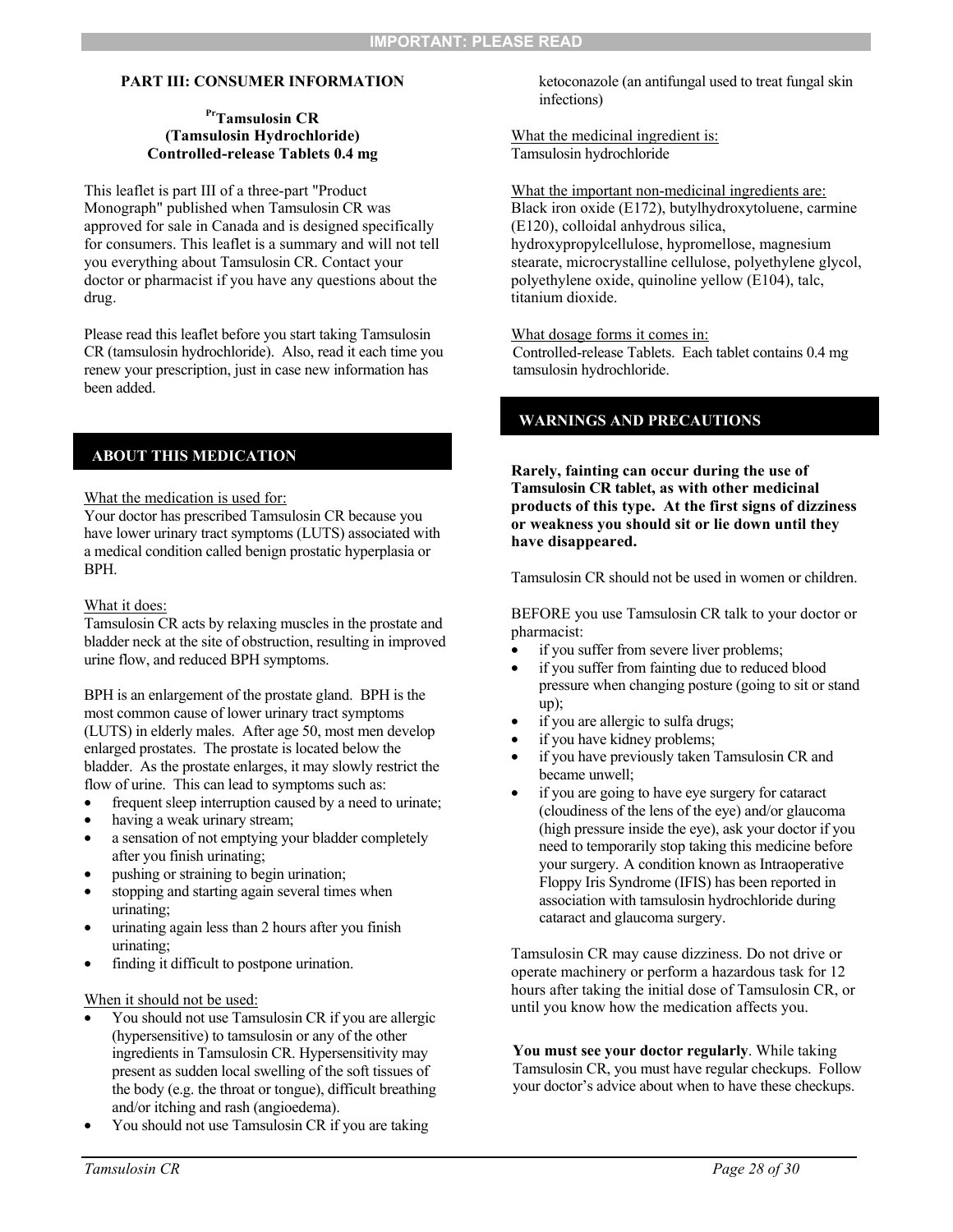**IMPORTANT: PLEASE READ**

## PART III: CONSUMER INFORMATION

**[Pr]Tamsulosin CR**
**(Tamsulosin Hydrochloride)**
**Controlled-release Tablets 0.4 mg**

This leaflet is part III of a three-part "Product Monograph" published when Tamsulosin CR was approved for sale in Canada and is designed specifically for consumers. This leaflet is a summary and will not tell you everything about Tamsulosin CR. Contact your doctor or pharmacist if you have any questions about the drug.

Please read this leaflet before you start taking Tamsulosin CR (tamsulosin hydrochloride). Also, read it each time you renew your prescription, just in case new information has been added.

### ABOUT THIS MEDICATION

What the medication is used for:
Your doctor has prescribed Tamsulosin CR because you have lower urinary tract symptoms (LUTS) associated with a medical condition called benign prostatic hyperplasia or BPH.

What it does:
Tamsulosin CR acts by relaxing muscles in the prostate and bladder neck at the site of obstruction, resulting in improved urine flow, and reduced BPH symptoms.

BPH is an enlargement of the prostate gland. BPH is the most common cause of lower urinary tract symptoms (LUTS) in elderly males. After age 50, most men develop enlarged prostates. The prostate is located below the bladder. As the prostate enlarges, it may slowly restrict the flow of urine. This can lead to symptoms such as:

- frequent sleep interruption caused by a need to urinate;
- having a weak urinary stream;
- a sensation of not emptying your bladder completely after you finish urinating;
- pushing or straining to begin urination;
- stopping and starting again several times when urinating;
- urinating again less than 2 hours after you finish urinating;
- finding it difficult to postpone urination.

When it should not be used:

- You should not use Tamsulosin CR if you are allergic (hypersensitive) to tamsulosin or any of the other ingredients in Tamsulosin CR. Hypersensitivity may present as sudden local swelling of the soft tissues of the body (e.g. the throat or tongue), difficult breathing and/or itching and rash (angioedema).
- You should not use Tamsulosin CR if you are taking ketoconazole (an antifungal used to treat fungal skin infections)

What the medicinal ingredient is:
Tamsulosin hydrochloride

What the important non-medicinal ingredients are:
Black iron oxide (E172), butylhydroxytoluene, carmine (E120), colloidal anhydrous silica, hydroxypropylcellulose, hypromellose, magnesium stearate, microcrystalline cellulose, polyethylene glycol, polyethylene oxide, quinoline yellow (E104), talc, titanium dioxide.

What dosage forms it comes in:
Controlled-release Tablets. Each tablet contains 0.4 mg tamsulosin hydrochloride.

### WARNINGS AND PRECAUTIONS

**Rarely, fainting can occur during the use of Tamsulosin CR tablet, as with other medicinal products of this type. At the first signs of dizziness or weakness you should sit or lie down until they have disappeared.**

Tamsulosin CR should not be used in women or children.

BEFORE you use Tamsulosin CR talk to your doctor or pharmacist:

- if you suffer from severe liver problems;
- if you suffer from fainting due to reduced blood pressure when changing posture (going to sit or stand up);
- if you are allergic to sulfa drugs;
- if you have kidney problems;
- if you have previously taken Tamsulosin CR and became unwell;
- if you are going to have eye surgery for cataract (cloudiness of the lens of the eye) and/or glaucoma (high pressure inside the eye), ask your doctor if you need to temporarily stop taking this medicine before your surgery. A condition known as Intraoperative Floppy Iris Syndrome (IFIS) has been reported in association with tamsulosin hydrochloride during cataract and glaucoma surgery.

Tamsulosin CR may cause dizziness. Do not drive or operate machinery or perform a hazardous task for 12 hours after taking the initial dose of Tamsulosin CR, or until you know how the medication affects you.

**You must see your doctor regularly**. While taking Tamsulosin CR, you must have regular checkups. Follow your doctor's advice about when to have these checkups.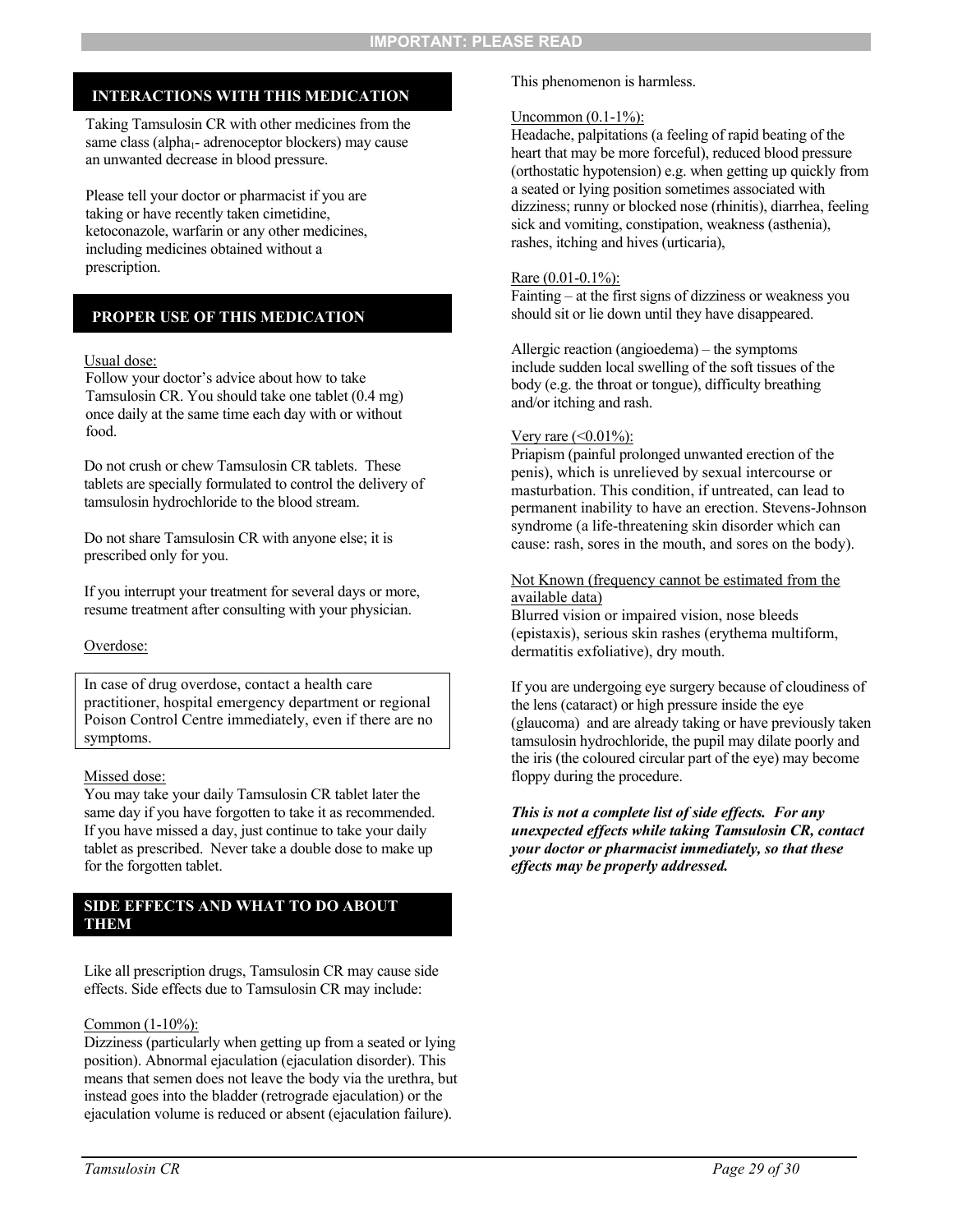IMPORTANT: PLEASE READ

## INTERACTIONS WITH THIS MEDICATION

Taking Tamsulosin CR with other medicines from the same class ($alpha_1$- adrenoceptor blockers) may cause an unwanted decrease in blood pressure.

Please tell your doctor or pharmacist if you are taking or have recently taken cimetidine, ketoconazole, warfarin or any other medicines, including medicines obtained without a prescription.

## PROPER USE OF THIS MEDICATION

Usual dose:

Follow your doctor's advice about how to take Tamsulosin CR. You should take one tablet (0.4 mg) once daily at the same time each day with or without food.

Do not crush or chew Tamsulosin CR tablets. These tablets are specially formulated to control the delivery of tamsulosin hydrochloride to the blood stream.

Do not share Tamsulosin CR with anyone else; it is prescribed only for you.

If you interrupt your treatment for several days or more, resume treatment after consulting with your physician.

Overdose:

> In case of drug overdose, contact a health care practitioner, hospital emergency department or regional Poison Control Centre immediately, even if there are no symptoms.

Missed dose:

You may take your daily Tamsulosin CR tablet later the same day if you have forgotten to take it as recommended. If you have missed a day, just continue to take your daily tablet as prescribed. Never take a double dose to make up for the forgotten tablet.

## SIDE EFFECTS AND WHAT TO DO ABOUT THEM

Like all prescription drugs, Tamsulosin CR may cause side effects. Side effects due to Tamsulosin CR may include:

Common (1-10%):

Dizziness (particularly when getting up from a seated or lying position). Abnormal ejaculation (ejaculation disorder). This means that semen does not leave the body via the urethra, but instead goes into the bladder (retrograde ejaculation) or the ejaculation volume is reduced or absent (ejaculation failure). This phenomenon is harmless.

Uncommon (0.1-1%):

Headache, palpitations (a feeling of rapid beating of the heart that may be more forceful), reduced blood pressure (orthostatic hypotension) e.g. when getting up quickly from a seated or lying position sometimes associated with dizziness; runny or blocked nose (rhinitis), diarrhea, feeling sick and vomiting, constipation, weakness (asthenia), rashes, itching and hives (urticaria),

Rare (0.01-0.1%):

Fainting – at the first signs of dizziness or weakness you should sit or lie down until they have disappeared.

Allergic reaction (angioedema) – the symptoms include sudden local swelling of the soft tissues of the body (e.g. the throat or tongue), difficulty breathing and/or itching and rash.

Very rare (<0.01%):

Priapism (painful prolonged unwanted erection of the penis), which is unrelieved by sexual intercourse or masturbation. This condition, if untreated, can lead to permanent inability to have an erection. Stevens-Johnson syndrome (a life-threatening skin disorder which can cause: rash, sores in the mouth, and sores on the body).

Not Known (frequency cannot be estimated from the available data)

Blurred vision or impaired vision, nose bleeds (epistaxis), serious skin rashes (erythema multiform, dermatitis exfoliative), dry mouth.

If you are undergoing eye surgery because of cloudiness of the lens (cataract) or high pressure inside the eye (glaucoma) and are already taking or have previously taken tamsulosin hydrochloride, the pupil may dilate poorly and the iris (the coloured circular part of the eye) may become floppy during the procedure.

***This is not a complete list of side effects. For any unexpected effects while taking Tamsulosin CR, contact your doctor or pharmacist immediately, so that these effects may be properly addressed.***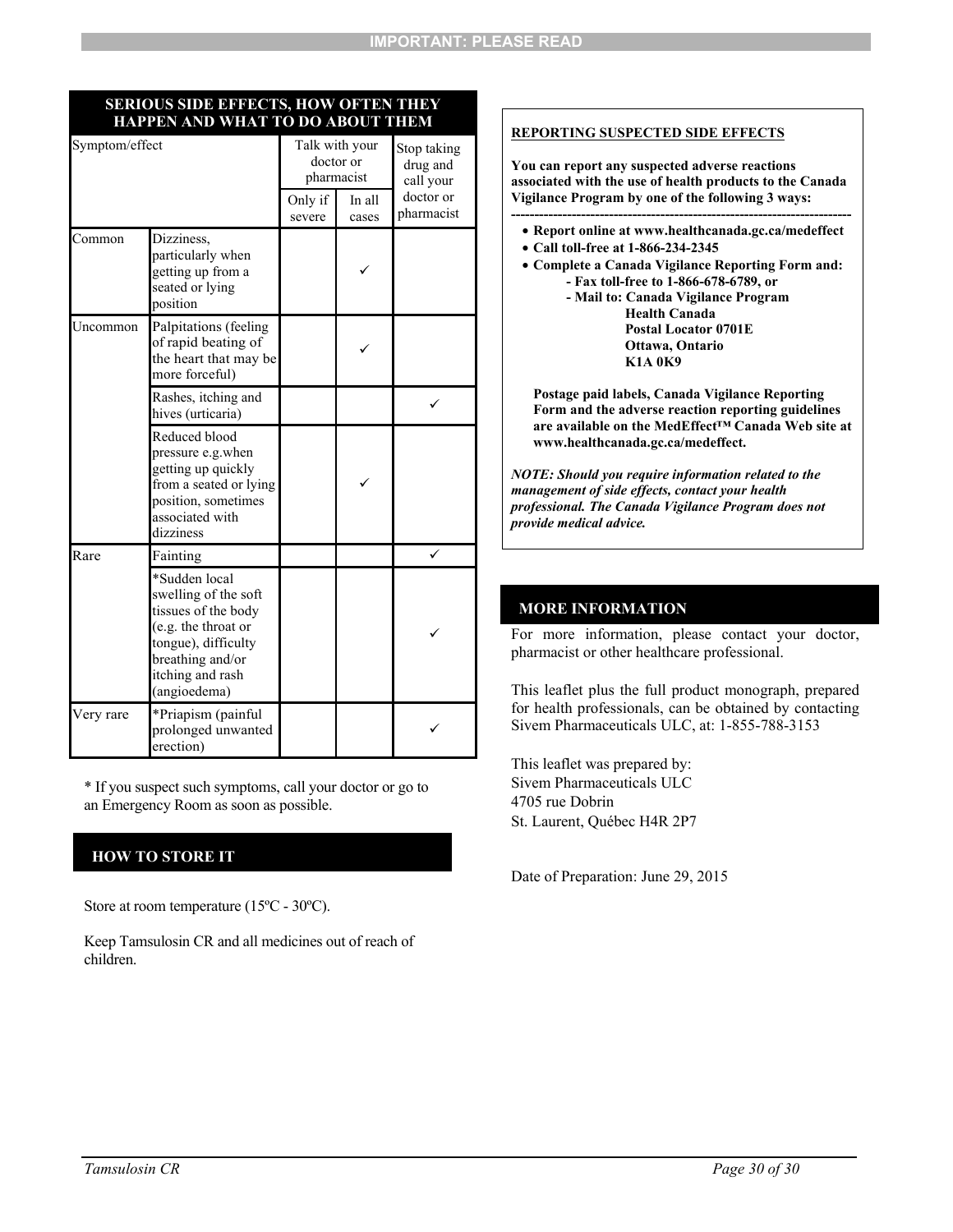## SERIOUS SIDE EFFECTS, HOW OFTEN THEY HAPPEN AND WHAT TO DO ABOUT THEM

| Symptom/effect | | Talk with your doctor or pharmacist | | Stop taking drug and call your doctor or pharmacist |
|---|---|---|---|---|
| | | Only if severe | In all cases | |
| Common | Dizziness, particularly when getting up from a seated or lying position | | ✓ | |
| Uncommon | Palpitations (feeling of rapid beating of the heart that may be more forceful) | | ✓ | |
| | Rashes, itching and hives (urticaria) | | | ✓ |
| | Reduced blood pressure e.g.when getting up quickly from a seated or lying position, sometimes associated with dizziness | | ✓ | |
| Rare | Fainting | | | ✓ |
| | *Sudden local swelling of the soft tissues of the body (e.g. the throat or tongue), difficulty breathing and/or itching and rash (angioedema) | | | ✓ |
| Very rare | *Priapism (painful prolonged unwanted erection) | | | ✓ |

* If you suspect such symptoms, call your doctor or go to an Emergency Room as soon as possible.

## HOW TO STORE IT

Store at room temperature (15ºC - 30ºC).

Keep Tamsulosin CR and all medicines out of reach of children.

**REPORTING SUSPECTED SIDE EFFECTS**

**You can report any suspected adverse reactions associated with the use of health products to the Canada Vigilance Program by one of the following 3 ways:**

---

- **Report online at www.healthcanada.gc.ca/medeffect**
- **Call toll-free at 1-866-234-2345**
- **Complete a Canada Vigilance Reporting Form and:**
  - **Fax toll-free to 1-866-678-6789, or**
  - **Mail to: Canada Vigilance Program**
    **Health Canada**
    **Postal Locator 0701E**
    **Ottawa, Ontario**
    **K1A 0K9**

**Postage paid labels, Canada Vigilance Reporting Form and the adverse reaction reporting guidelines are available on the MedEffect™ Canada Web site at www.healthcanada.gc.ca/medeffect.**

***NOTE: Should you require information related to the management of side effects, contact your health professional. The Canada Vigilance Program does not provide medical advice.***

## MORE INFORMATION

For more information, please contact your doctor, pharmacist or other healthcare professional.

This leaflet plus the full product monograph, prepared for health professionals, can be obtained by contacting Sivem Pharmaceuticals ULC, at: 1-855-788-3153

This leaflet was prepared by:
Sivem Pharmaceuticals ULC
4705 rue Dobrin
St. Laurent, Québec H4R 2P7

Date of Preparation: June 29, 2015